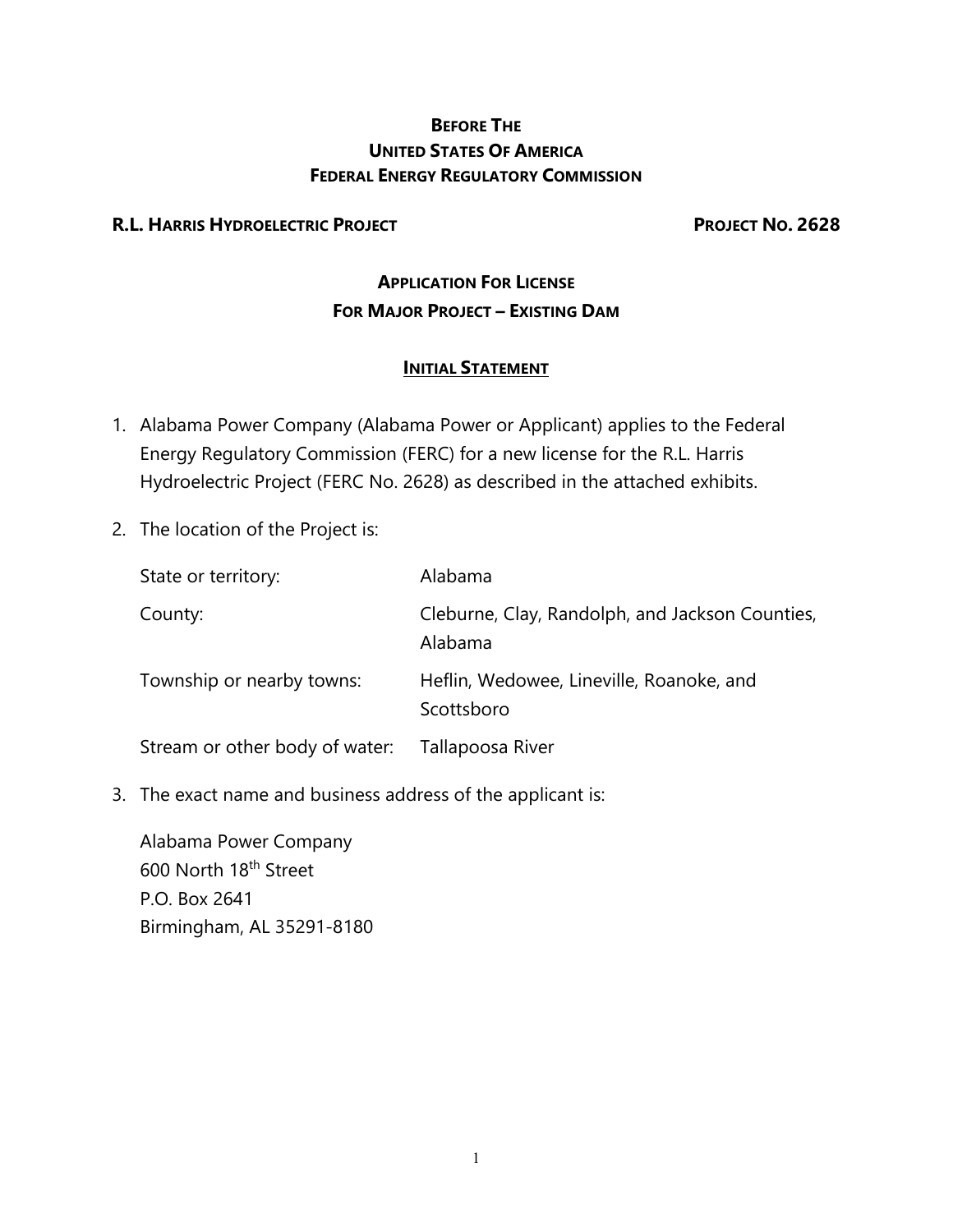**BEFORE THE**
**UNITED STATES OF AMERICA**
**FEDERAL ENERGY REGULATORY COMMISSION**

**R.L. HARRIS HYDROELECTRIC PROJECT** **PROJECT NO. 2628**

**APPLICATION FOR LICENSE**
**FOR MAJOR PROJECT – EXISTING DAM**

**INITIAL STATEMENT**

1. Alabama Power Company (Alabama Power or Applicant) applies to the Federal Energy Regulatory Commission (FERC) for a new license for the R.L. Harris Hydroelectric Project (FERC No. 2628) as described in the attached exhibits.

2. The location of the Project is:

| | |
|---|---|
| State or territory: | Alabama |
| County: | Cleburne, Clay, Randolph, and Jackson Counties, Alabama |
| Township or nearby towns: | Heflin, Wedowee, Lineville, Roanoke, and Scottsboro |
| Stream or other body of water: | Tallapoosa River |

3. The exact name and business address of the applicant is:

   Alabama Power Company
   600 North 18th Street
   P.O. Box 2641
   Birmingham, AL 35291-8180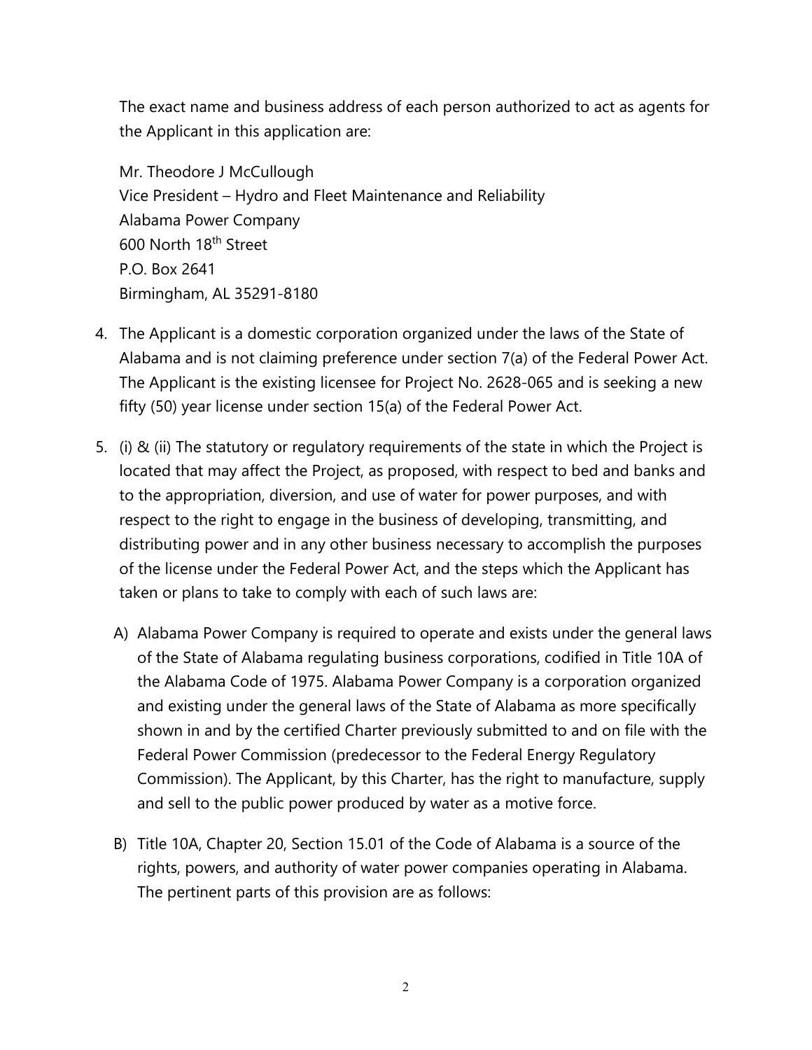The exact name and business address of each person authorized to act as agents for the Applicant in this application are:

Mr. Theodore J McCullough
Vice President – Hydro and Fleet Maintenance and Reliability
Alabama Power Company
600 North 18th Street
P.O. Box 2641
Birmingham, AL 35291-8180

4. The Applicant is a domestic corporation organized under the laws of the State of Alabama and is not claiming preference under section 7(a) of the Federal Power Act. The Applicant is the existing licensee for Project No. 2628-065 and is seeking a new fifty (50) year license under section 15(a) of the Federal Power Act.

5. (i) & (ii) The statutory or regulatory requirements of the state in which the Project is located that may affect the Project, as proposed, with respect to bed and banks and to the appropriation, diversion, and use of water for power purposes, and with respect to the right to engage in the business of developing, transmitting, and distributing power and in any other business necessary to accomplish the purposes of the license under the Federal Power Act, and the steps which the Applicant has taken or plans to take to comply with each of such laws are:

   A) Alabama Power Company is required to operate and exists under the general laws of the State of Alabama regulating business corporations, codified in Title 10A of the Alabama Code of 1975. Alabama Power Company is a corporation organized and existing under the general laws of the State of Alabama as more specifically shown in and by the certified Charter previously submitted to and on file with the Federal Power Commission (predecessor to the Federal Energy Regulatory Commission). The Applicant, by this Charter, has the right to manufacture, supply and sell to the public power produced by water as a motive force.

   B) Title 10A, Chapter 20, Section 15.01 of the Code of Alabama is a source of the rights, powers, and authority of water power companies operating in Alabama. The pertinent parts of this provision are as follows: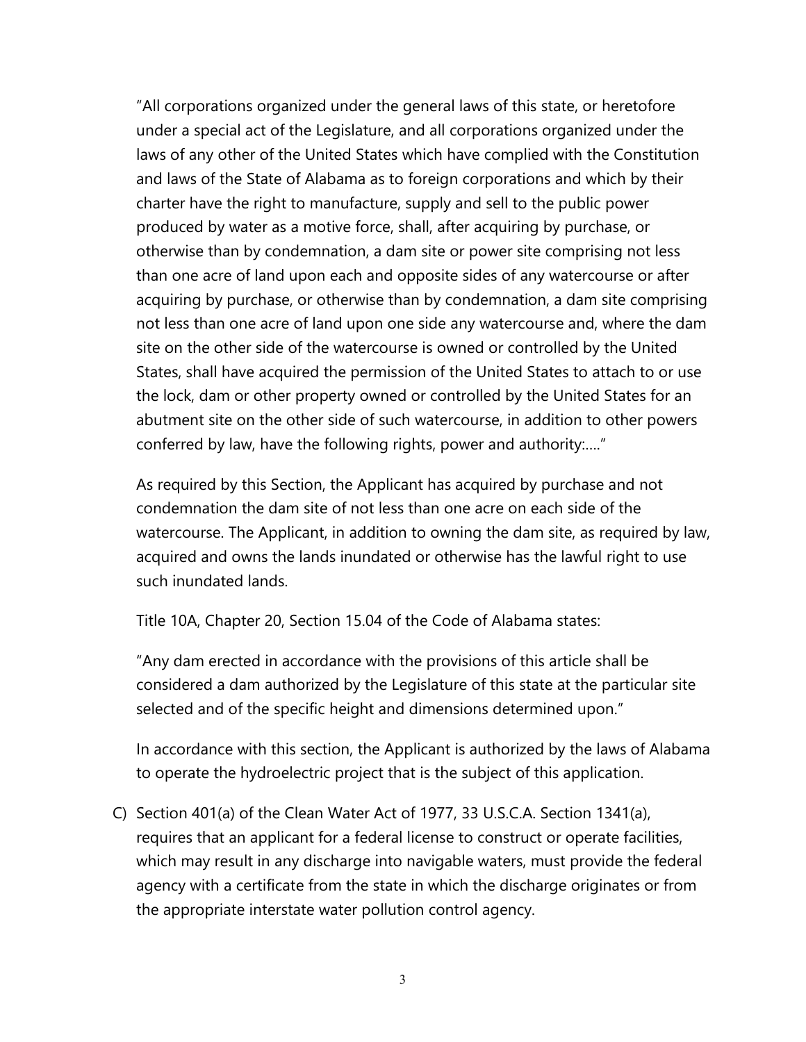"All corporations organized under the general laws of this state, or heretofore under a special act of the Legislature, and all corporations organized under the laws of any other of the United States which have complied with the Constitution and laws of the State of Alabama as to foreign corporations and which by their charter have the right to manufacture, supply and sell to the public power produced by water as a motive force, shall, after acquiring by purchase, or otherwise than by condemnation, a dam site or power site comprising not less than one acre of land upon each and opposite sides of any watercourse or after acquiring by purchase, or otherwise than by condemnation, a dam site comprising not less than one acre of land upon one side any watercourse and, where the dam site on the other side of the watercourse is owned or controlled by the United States, shall have acquired the permission of the United States to attach to or use the lock, dam or other property owned or controlled by the United States for an abutment site on the other side of such watercourse, in addition to other powers conferred by law, have the following rights, power and authority:…."

As required by this Section, the Applicant has acquired by purchase and not condemnation the dam site of not less than one acre on each side of the watercourse. The Applicant, in addition to owning the dam site, as required by law, acquired and owns the lands inundated or otherwise has the lawful right to use such inundated lands.

Title 10A, Chapter 20, Section 15.04 of the Code of Alabama states:

"Any dam erected in accordance with the provisions of this article shall be considered a dam authorized by the Legislature of this state at the particular site selected and of the specific height and dimensions determined upon."

In accordance with this section, the Applicant is authorized by the laws of Alabama to operate the hydroelectric project that is the subject of this application.

C) Section 401(a) of the Clean Water Act of 1977, 33 U.S.C.A. Section 1341(a), requires that an applicant for a federal license to construct or operate facilities, which may result in any discharge into navigable waters, must provide the federal agency with a certificate from the state in which the discharge originates or from the appropriate interstate water pollution control agency.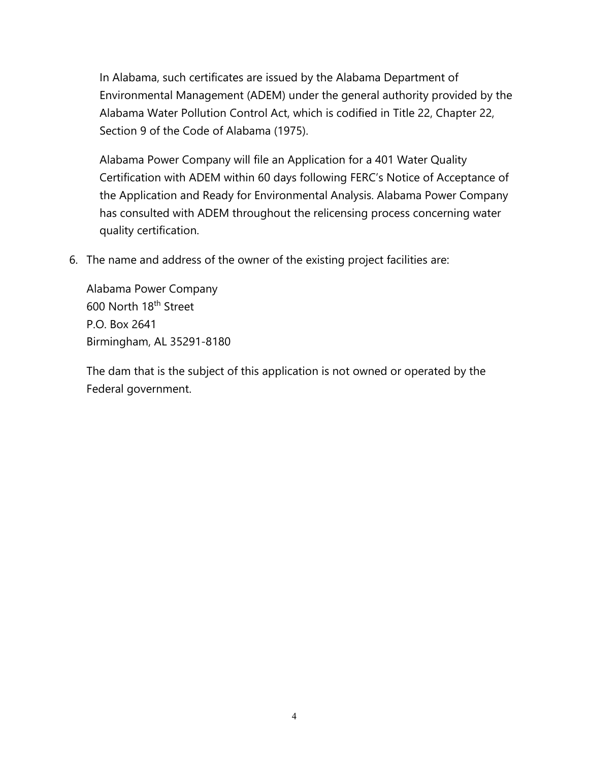In Alabama, such certificates are issued by the Alabama Department of Environmental Management (ADEM) under the general authority provided by the Alabama Water Pollution Control Act, which is codified in Title 22, Chapter 22, Section 9 of the Code of Alabama (1975).

Alabama Power Company will file an Application for a 401 Water Quality Certification with ADEM within 60 days following FERC's Notice of Acceptance of the Application and Ready for Environmental Analysis. Alabama Power Company has consulted with ADEM throughout the relicensing process concerning water quality certification.

6. The name and address of the owner of the existing project facilities are:

   Alabama Power Company
   600 North 18th Street
   P.O. Box 2641
   Birmingham, AL 35291-8180

   The dam that is the subject of this application is not owned or operated by the Federal government.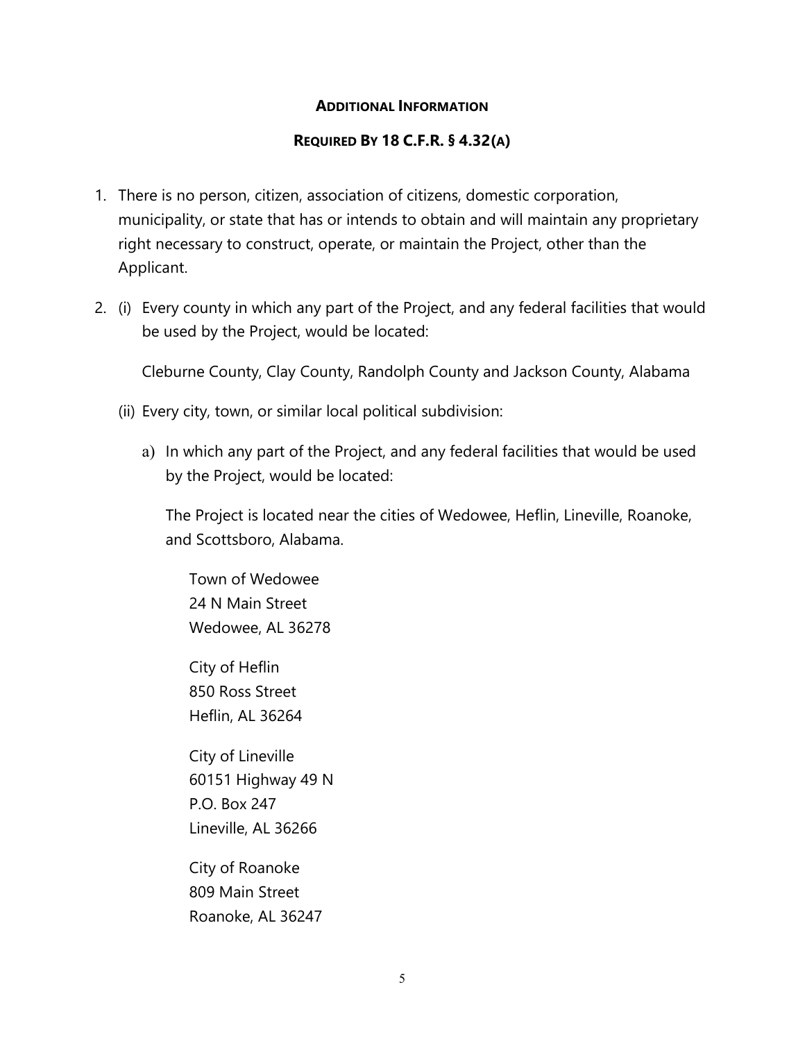## **Additional Information**

## **Required By 18 C.F.R. § 4.32(a)**

1. There is no person, citizen, association of citizens, domestic corporation, municipality, or state that has or intends to obtain and will maintain any proprietary right necessary to construct, operate, or maintain the Project, other than the Applicant.

2. (i) Every county in which any part of the Project, and any federal facilities that would be used by the Project, would be located:

   Cleburne County, Clay County, Randolph County and Jackson County, Alabama

   (ii) Every city, town, or similar local political subdivision:

   a) In which any part of the Project, and any federal facilities that would be used by the Project, would be located:

   The Project is located near the cities of Wedowee, Heflin, Lineville, Roanoke, and Scottsboro, Alabama.

   Town of Wedowee
   24 N Main Street
   Wedowee, AL 36278

   City of Heflin
   850 Ross Street
   Heflin, AL 36264

   City of Lineville
   60151 Highway 49 N
   P.O. Box 247
   Lineville, AL 36266

   City of Roanoke
   809 Main Street
   Roanoke, AL 36247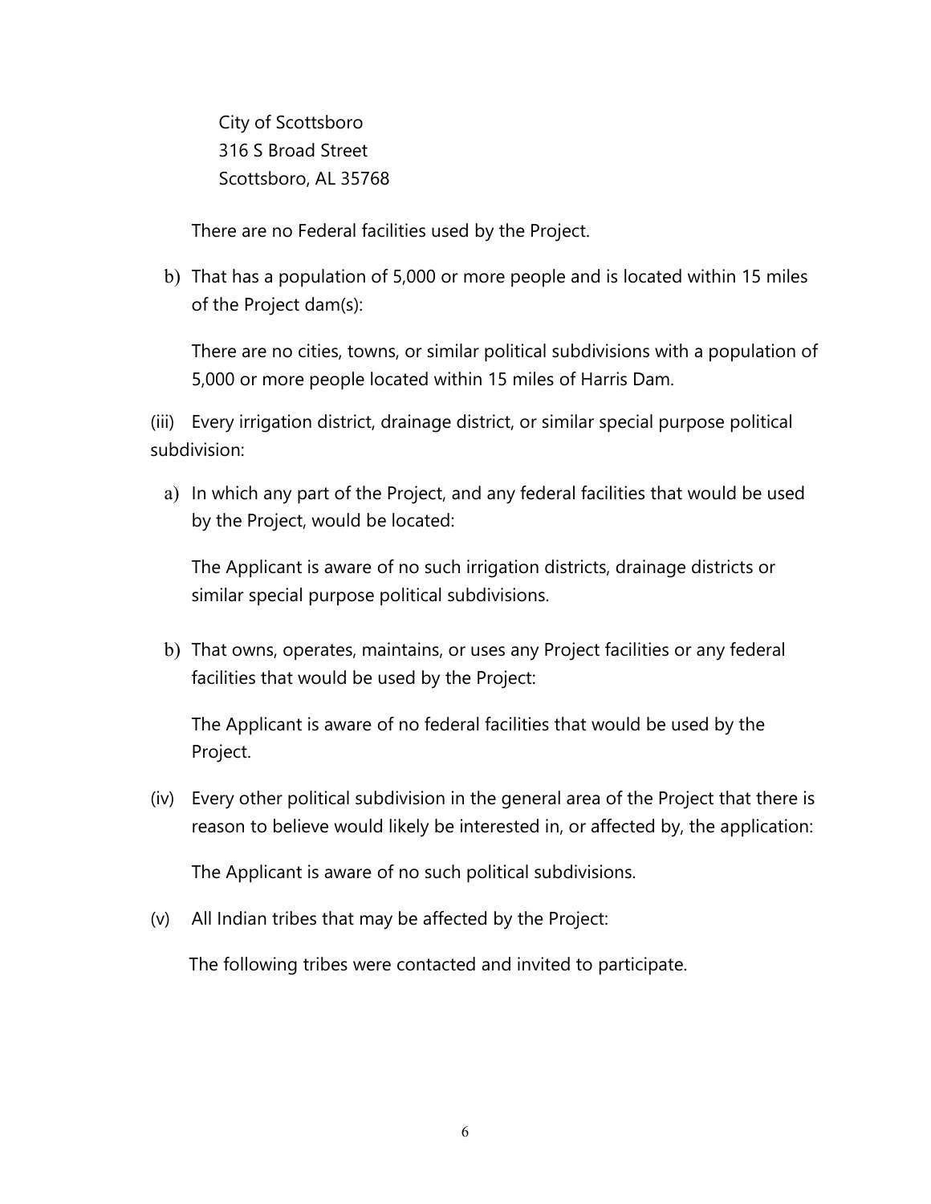City of Scottsboro
316 S Broad Street
Scottsboro, AL 35768

There are no Federal facilities used by the Project.

b) That has a population of 5,000 or more people and is located within 15 miles of the Project dam(s):

There are no cities, towns, or similar political subdivisions with a population of 5,000 or more people located within 15 miles of Harris Dam.

(iii) Every irrigation district, drainage district, or similar special purpose political subdivision:

a) In which any part of the Project, and any federal facilities that would be used by the Project, would be located:

The Applicant is aware of no such irrigation districts, drainage districts or similar special purpose political subdivisions.

b) That owns, operates, maintains, or uses any Project facilities or any federal facilities that would be used by the Project:

The Applicant is aware of no federal facilities that would be used by the Project.

(iv) Every other political subdivision in the general area of the Project that there is reason to believe would likely be interested in, or affected by, the application:

The Applicant is aware of no such political subdivisions.

(v) All Indian tribes that may be affected by the Project:

The following tribes were contacted and invited to participate.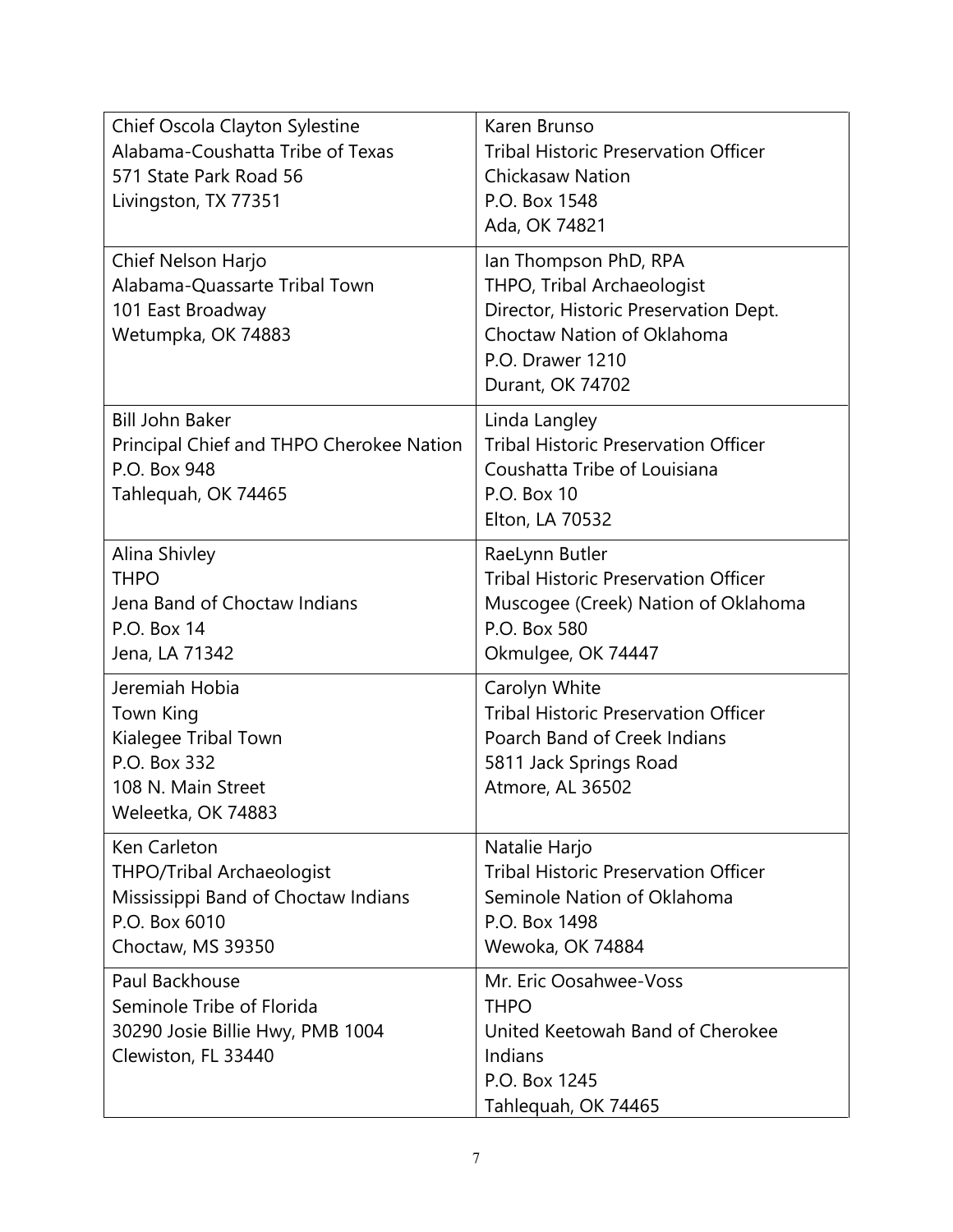| Chief Oscola Clayton Sylestine<br>Alabama-Coushatta Tribe of Texas<br>571 State Park Road 56<br>Livingston, TX 77351 | Karen Brunso<br>Tribal Historic Preservation Officer<br>Chickasaw Nation<br>P.O. Box 1548<br>Ada, OK 74821 |
|---|---|
| Chief Nelson Harjo<br>Alabama-Quassarte Tribal Town<br>101 East Broadway<br>Wetumpka, OK 74883 | Ian Thompson PhD, RPA<br>THPO, Tribal Archaeologist<br>Director, Historic Preservation Dept.<br>Choctaw Nation of Oklahoma<br>P.O. Drawer 1210<br>Durant, OK 74702 |
| Bill John Baker<br>Principal Chief and THPO Cherokee Nation<br>P.O. Box 948<br>Tahlequah, OK 74465 | Linda Langley<br>Tribal Historic Preservation Officer<br>Coushatta Tribe of Louisiana<br>P.O. Box 10<br>Elton, LA 70532 |
| Alina Shivley<br>THPO<br>Jena Band of Choctaw Indians<br>P.O. Box 14<br>Jena, LA 71342 | RaeLynn Butler<br>Tribal Historic Preservation Officer<br>Muscogee (Creek) Nation of Oklahoma<br>P.O. Box 580<br>Okmulgee, OK 74447 |
| Jeremiah Hobia<br>Town King<br>Kialegee Tribal Town<br>P.O. Box 332<br>108 N. Main Street<br>Weleetka, OK 74883 | Carolyn White<br>Tribal Historic Preservation Officer<br>Poarch Band of Creek Indians<br>5811 Jack Springs Road<br>Atmore, AL 36502 |
| Ken Carleton<br>THPO/Tribal Archaeologist<br>Mississippi Band of Choctaw Indians<br>P.O. Box 6010<br>Choctaw, MS 39350 | Natalie Harjo<br>Tribal Historic Preservation Officer<br>Seminole Nation of Oklahoma<br>P.O. Box 1498<br>Wewoka, OK 74884 |
| Paul Backhouse<br>Seminole Tribe of Florida<br>30290 Josie Billie Hwy, PMB 1004<br>Clewiston, FL 33440 | Mr. Eric Oosahwee-Voss<br>THPO<br>United Keetowah Band of Cherokee Indians<br>P.O. Box 1245<br>Tahlequah, OK 74465 |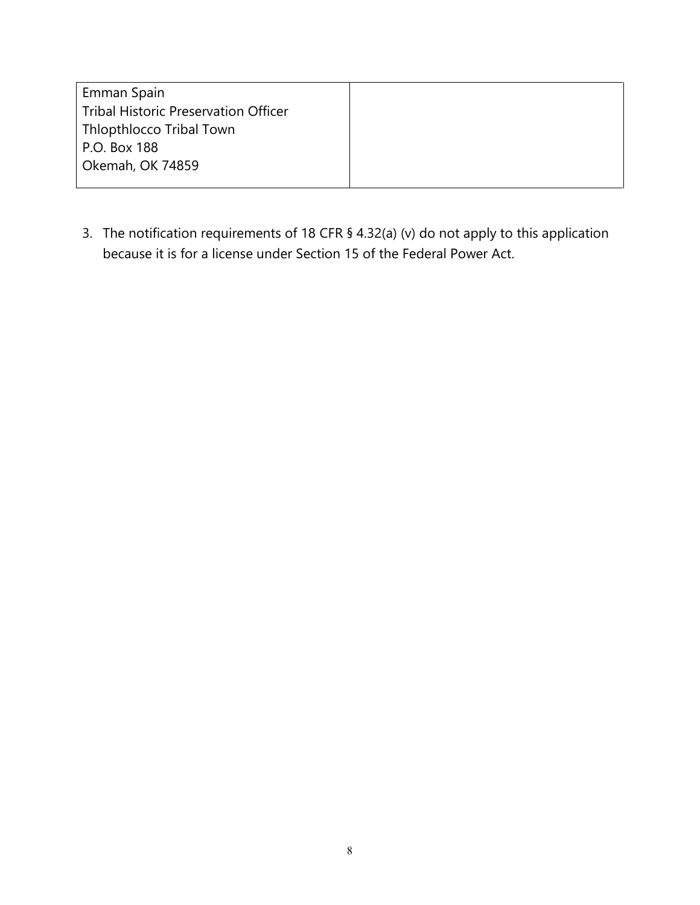| Emman Spain<br>Tribal Historic Preservation Officer<br>Thlopthlocco Tribal Town<br>P.O. Box 188<br>Okemah, OK 74859 | |
|---|---|

3. The notification requirements of 18 CFR § 4.32(a) (v) do not apply to this application because it is for a license under Section 15 of the Federal Power Act.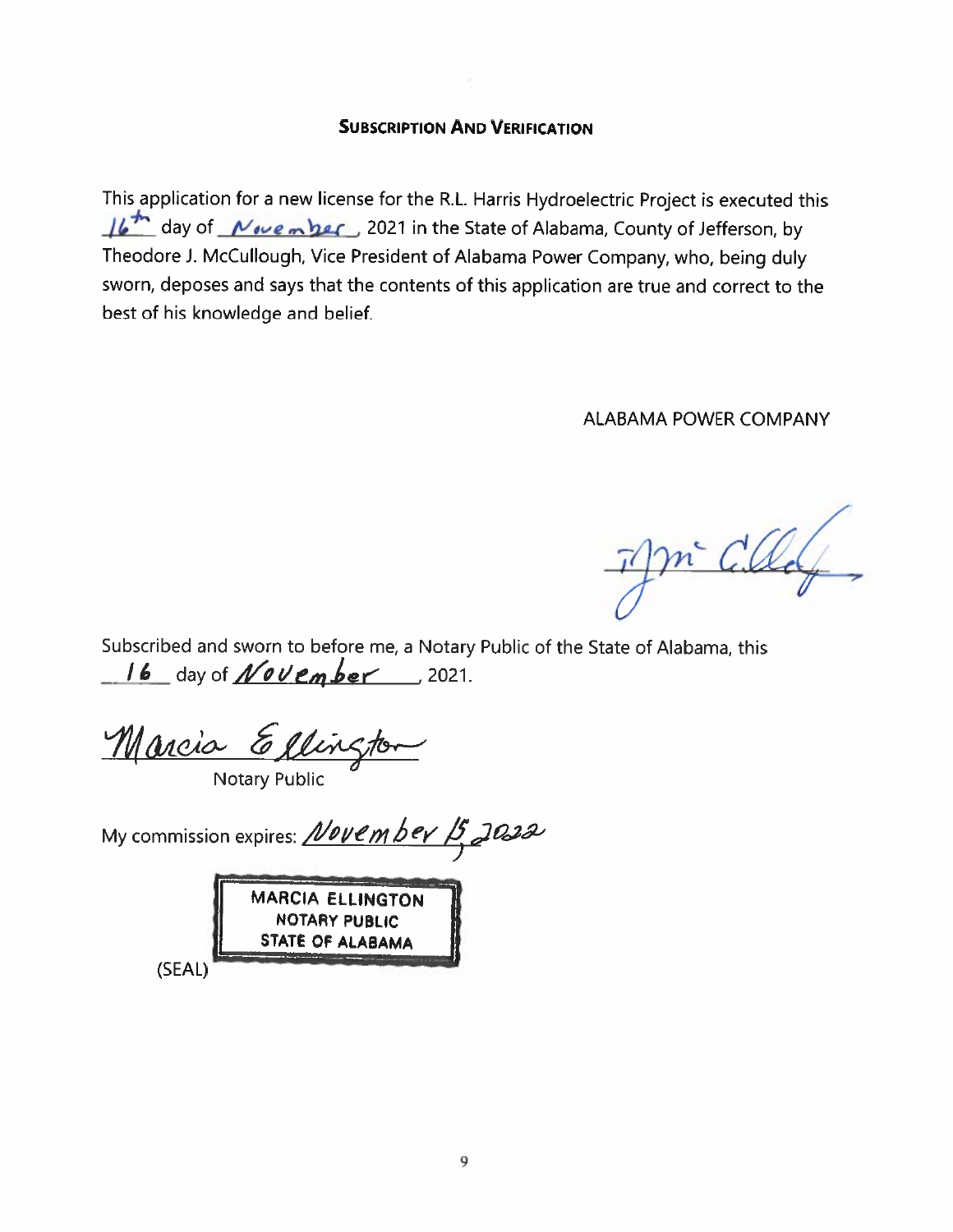## SUBSCRIPTION AND VERIFICATION

This application for a new license for the R.L. Harris Hydroelectric Project is executed this 16th day of November, 2021 in the State of Alabama, County of Jefferson, by Theodore J. McCullough, Vice President of Alabama Power Company, who, being duly sworn, deposes and says that the contents of this application are true and correct to the best of his knowledge and belief.

ALABAMA POWER COMPANY

TJ McCullough

Subscribed and sworn to before me, a Notary Public of the State of Alabama, this 16 day of November, 2021.

Marcia Ellington
Notary Public

My commission expires: November 15, 2022

MARCIA ELLINGTON
NOTARY PUBLIC
STATE OF ALABAMA

(SEAL)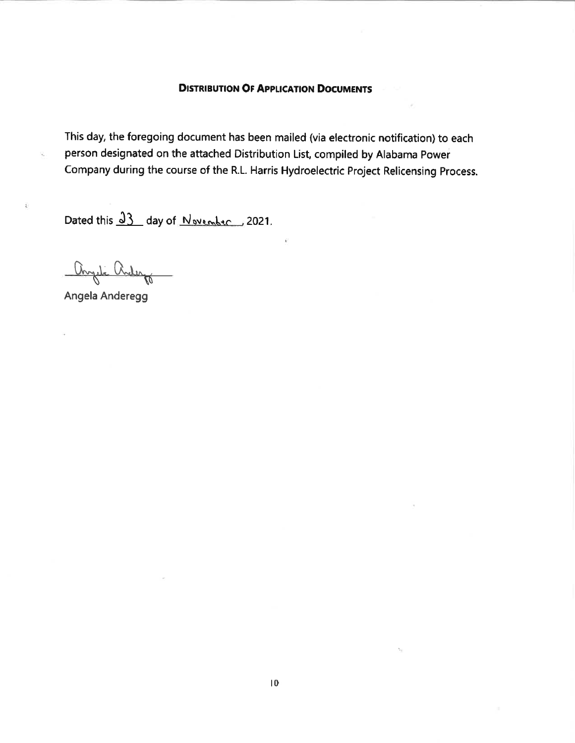## Distribution Of Application Documents

This day, the foregoing document has been mailed (via electronic notification) to each person designated on the attached Distribution List, compiled by Alabama Power Company during the course of the R.L. Harris Hydroelectric Project Relicensing Process.

Dated this 23 day of November, 2021.

Angela Anderegg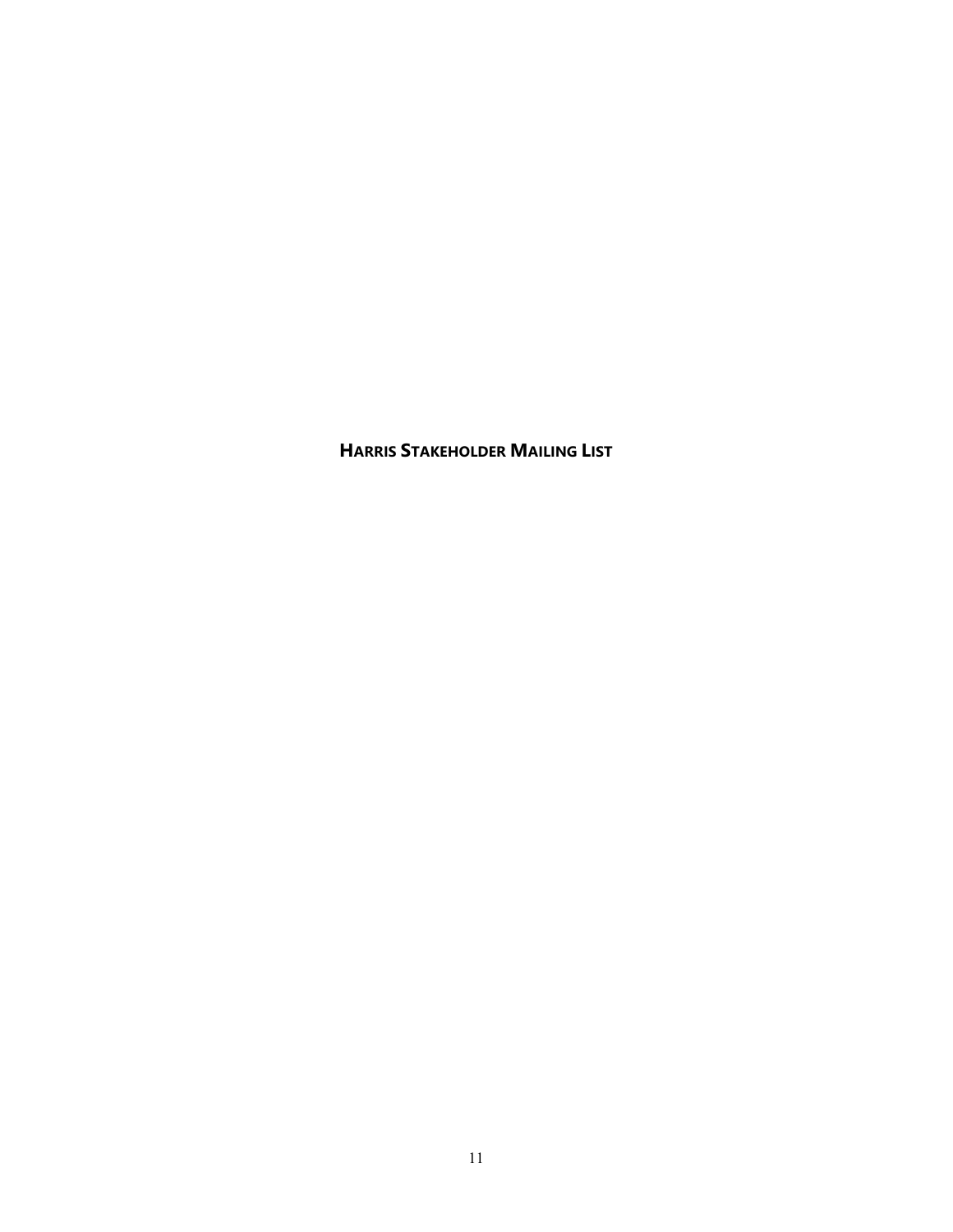## HARRIS STAKEHOLDER MAILING LIST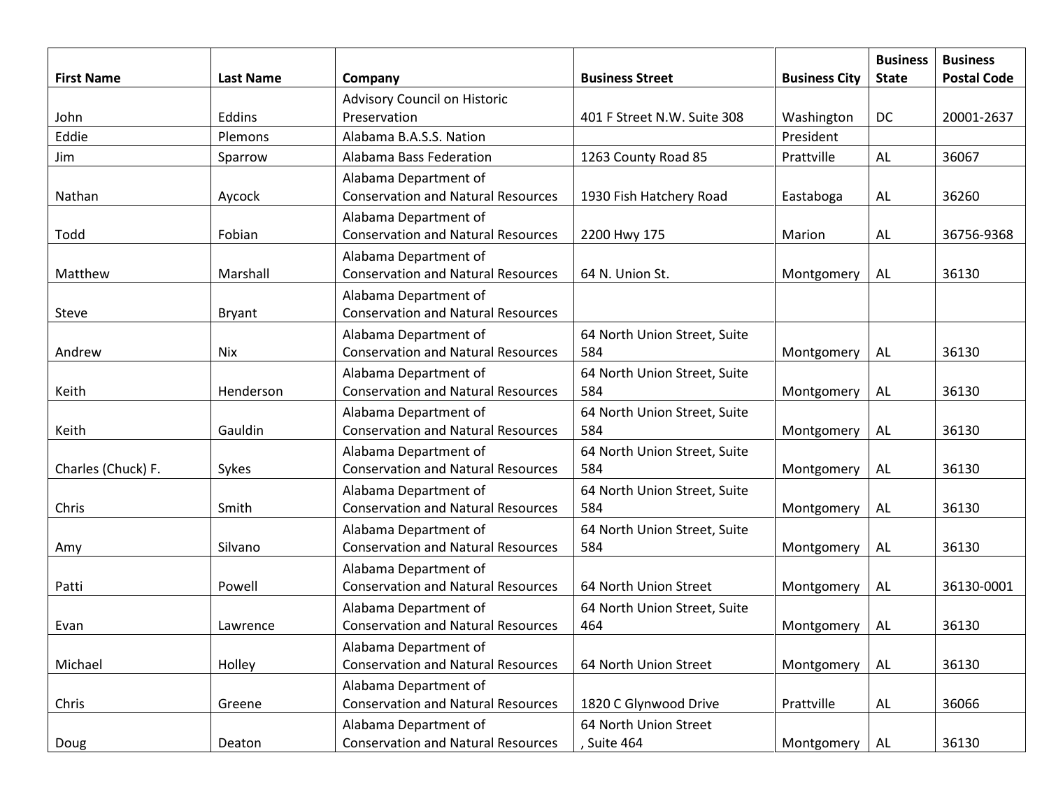| First Name | Last Name | Company | Business Street | Business City | Business State | Business Postal Code |
|---|---|---|---|---|---|---|
| John | Eddins | Advisory Council on Historic Preservation | 401 F Street N.W. Suite 308 | Washington | DC | 20001-2637 |
| Eddie | Plemons | Alabama B.A.S.S. Nation | | President | | |
| Jim | Sparrow | Alabama Bass Federation | 1263 County Road 85 | Prattville | AL | 36067 |
| Nathan | Aycock | Alabama Department of Conservation and Natural Resources | 1930 Fish Hatchery Road | Eastaboga | AL | 36260 |
| Todd | Fobian | Alabama Department of Conservation and Natural Resources | 2200 Hwy 175 | Marion | AL | 36756-9368 |
| Matthew | Marshall | Alabama Department of Conservation and Natural Resources | 64 N. Union St. | Montgomery | AL | 36130 |
| Steve | Bryant | Alabama Department of Conservation and Natural Resources | | | | |
| Andrew | Nix | Alabama Department of Conservation and Natural Resources | 64 North Union Street, Suite 584 | Montgomery | AL | 36130 |
| Keith | Henderson | Alabama Department of Conservation and Natural Resources | 64 North Union Street, Suite 584 | Montgomery | AL | 36130 |
| Keith | Gauldin | Alabama Department of Conservation and Natural Resources | 64 North Union Street, Suite 584 | Montgomery | AL | 36130 |
| Charles (Chuck) F. | Sykes | Alabama Department of Conservation and Natural Resources | 64 North Union Street, Suite 584 | Montgomery | AL | 36130 |
| Chris | Smith | Alabama Department of Conservation and Natural Resources | 64 North Union Street, Suite 584 | Montgomery | AL | 36130 |
| Amy | Silvano | Alabama Department of Conservation and Natural Resources | 64 North Union Street, Suite 584 | Montgomery | AL | 36130 |
| Patti | Powell | Alabama Department of Conservation and Natural Resources | 64 North Union Street | Montgomery | AL | 36130-0001 |
| Evan | Lawrence | Alabama Department of Conservation and Natural Resources | 64 North Union Street, Suite 464 | Montgomery | AL | 36130 |
| Michael | Holley | Alabama Department of Conservation and Natural Resources | 64 North Union Street | Montgomery | AL | 36130 |
| Chris | Greene | Alabama Department of Conservation and Natural Resources | 1820 C Glynwood Drive | Prattville | AL | 36066 |
| Doug | Deaton | Alabama Department of Conservation and Natural Resources | 64 North Union Street , Suite 464 | Montgomery | AL | 36130 |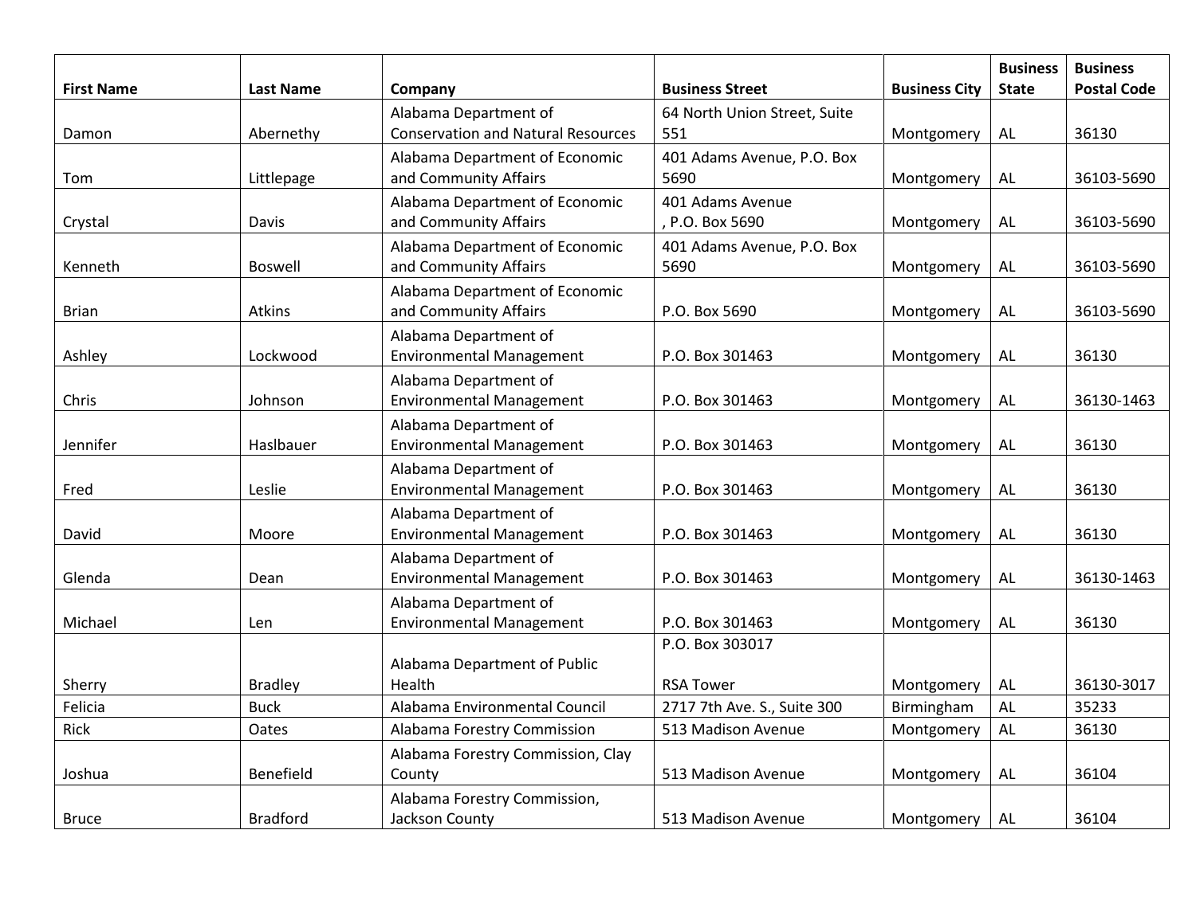| First Name | Last Name | Company | Business Street | Business City | Business State | Business Postal Code |
|---|---|---|---|---|---|---|
| Damon | Abernethy | Alabama Department of Conservation and Natural Resources | 64 North Union Street, Suite 551 | Montgomery | AL | 36130 |
| Tom | Littlepage | Alabama Department of Economic and Community Affairs | 401 Adams Avenue, P.O. Box 5690 | Montgomery | AL | 36103-5690 |
| Crystal | Davis | Alabama Department of Economic and Community Affairs | 401 Adams Avenue , P.O. Box 5690 | Montgomery | AL | 36103-5690 |
| Kenneth | Boswell | Alabama Department of Economic and Community Affairs | 401 Adams Avenue, P.O. Box 5690 | Montgomery | AL | 36103-5690 |
| Brian | Atkins | Alabama Department of Economic and Community Affairs | P.O. Box 5690 | Montgomery | AL | 36103-5690 |
| Ashley | Lockwood | Alabama Department of Environmental Management | P.O. Box 301463 | Montgomery | AL | 36130 |
| Chris | Johnson | Alabama Department of Environmental Management | P.O. Box 301463 | Montgomery | AL | 36130-1463 |
| Jennifer | Haslbauer | Alabama Department of Environmental Management | P.O. Box 301463 | Montgomery | AL | 36130 |
| Fred | Leslie | Alabama Department of Environmental Management | P.O. Box 301463 | Montgomery | AL | 36130 |
| David | Moore | Alabama Department of Environmental Management | P.O. Box 301463 | Montgomery | AL | 36130 |
| Glenda | Dean | Alabama Department of Environmental Management | P.O. Box 301463 | Montgomery | AL | 36130-1463 |
| Michael | Len | Alabama Department of Environmental Management | P.O. Box 301463 | Montgomery | AL | 36130 |
| Sherry | Bradley | Alabama Department of Public Health | P.O. Box 303017 RSA Tower | Montgomery | AL | 36130-3017 |
| Felicia | Buck | Alabama Environmental Council | 2717 7th Ave. S., Suite 300 | Birmingham | AL | 35233 |
| Rick | Oates | Alabama Forestry Commission | 513 Madison Avenue | Montgomery | AL | 36130 |
| Joshua | Benefield | Alabama Forestry Commission, Clay County | 513 Madison Avenue | Montgomery | AL | 36104 |
| Bruce | Bradford | Alabama Forestry Commission, Jackson County | 513 Madison Avenue | Montgomery | AL | 36104 |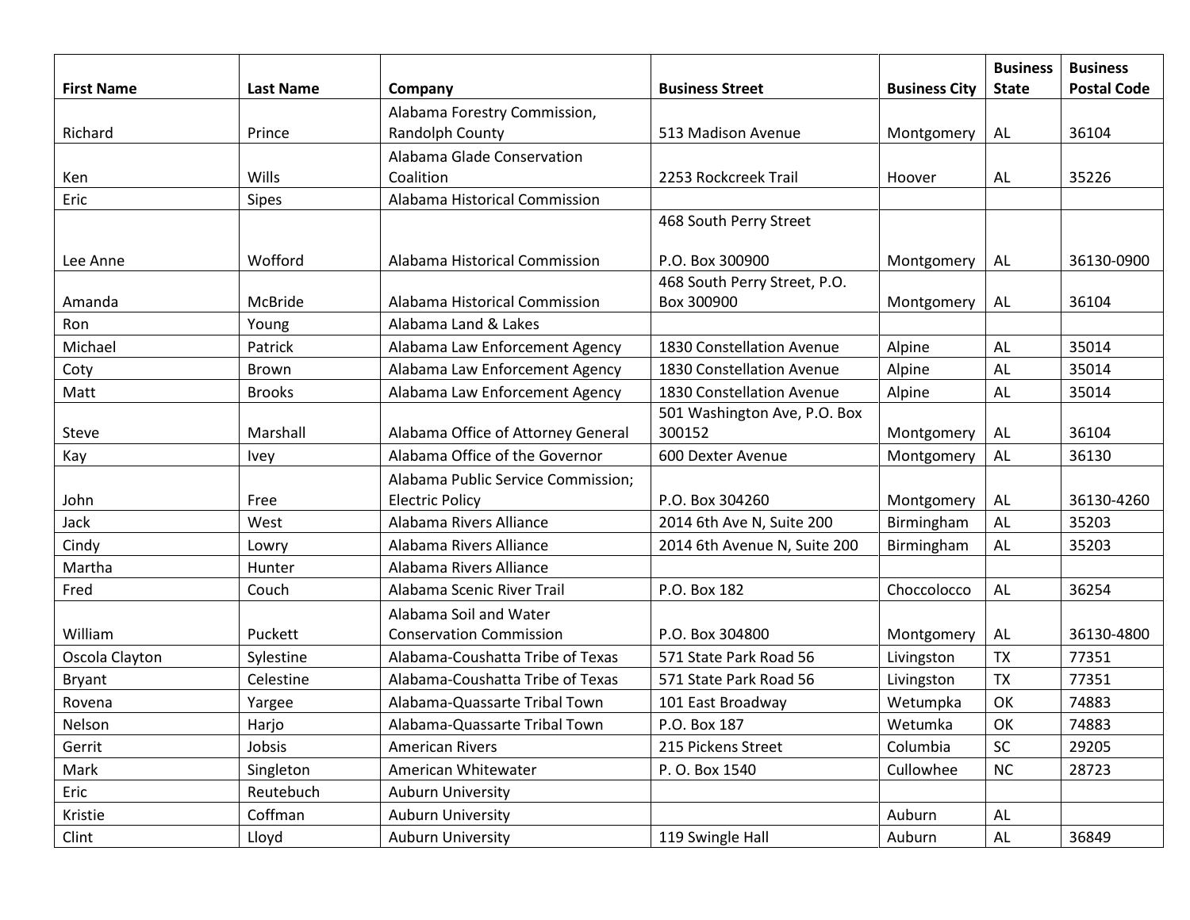| First Name | Last Name | Company | Business Street | Business City | Business State | Business Postal Code |
|---|---|---|---|---|---|---|
| Richard | Prince | Alabama Forestry Commission, Randolph County | 513 Madison Avenue | Montgomery | AL | 36104 |
| Ken | Wills | Alabama Glade Conservation Coalition | 2253 Rockcreek Trail | Hoover | AL | 35226 |
| Eric | Sipes | Alabama Historical Commission | | | | |
| Lee Anne | Wofford | Alabama Historical Commission | 468 South Perry Street<br><br>P.O. Box 300900 | Montgomery | AL | 36130-0900 |
| Amanda | McBride | Alabama Historical Commission | 468 South Perry Street, P.O. Box 300900 | Montgomery | AL | 36104 |
| Ron | Young | Alabama Land & Lakes | | | | |
| Michael | Patrick | Alabama Law Enforcement Agency | 1830 Constellation Avenue | Alpine | AL | 35014 |
| Coty | Brown | Alabama Law Enforcement Agency | 1830 Constellation Avenue | Alpine | AL | 35014 |
| Matt | Brooks | Alabama Law Enforcement Agency | 1830 Constellation Avenue | Alpine | AL | 35014 |
| Steve | Marshall | Alabama Office of Attorney General | 501 Washington Ave, P.O. Box 300152 | Montgomery | AL | 36104 |
| Kay | Ivey | Alabama Office of the Governor | 600 Dexter Avenue | Montgomery | AL | 36130 |
| John | Free | Alabama Public Service Commission; Electric Policy | P.O. Box 304260 | Montgomery | AL | 36130-4260 |
| Jack | West | Alabama Rivers Alliance | 2014 6th Ave N, Suite 200 | Birmingham | AL | 35203 |
| Cindy | Lowry | Alabama Rivers Alliance | 2014 6th Avenue N, Suite 200 | Birmingham | AL | 35203 |
| Martha | Hunter | Alabama Rivers Alliance | | | | |
| Fred | Couch | Alabama Scenic River Trail | P.O. Box 182 | Choccolocco | AL | 36254 |
| William | Puckett | Alabama Soil and Water Conservation Commission | P.O. Box 304800 | Montgomery | AL | 36130-4800 |
| Oscola Clayton | Sylestine | Alabama-Coushatta Tribe of Texas | 571 State Park Road 56 | Livingston | TX | 77351 |
| Bryant | Celestine | Alabama-Coushatta Tribe of Texas | 571 State Park Road 56 | Livingston | TX | 77351 |
| Rovena | Yargee | Alabama-Quassarte Tribal Town | 101 East Broadway | Wetumpka | OK | 74883 |
| Nelson | Harjo | Alabama-Quassarte Tribal Town | P.O. Box 187 | Wetumka | OK | 74883 |
| Gerrit | Jobsis | American Rivers | 215 Pickens Street | Columbia | SC | 29205 |
| Mark | Singleton | American Whitewater | P. O. Box 1540 | Cullowhee | NC | 28723 |
| Eric | Reutebuch | Auburn University | | | | |
| Kristie | Coffman | Auburn University | | Auburn | AL | |
| Clint | Lloyd | Auburn University | 119 Swingle Hall | Auburn | AL | 36849 |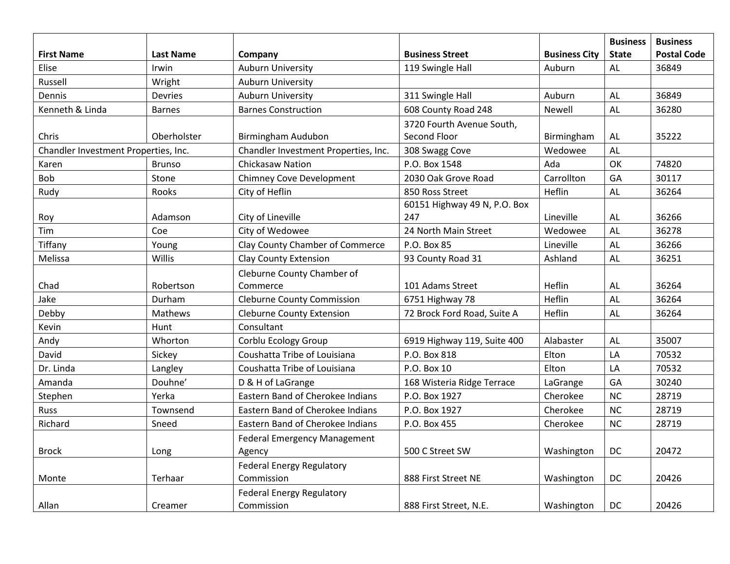| First Name | Last Name | Company | Business Street | Business City | Business State | Business Postal Code |
|---|---|---|---|---|---|---|
| Elise | Irwin | Auburn University | 119 Swingle Hall | Auburn | AL | 36849 |
| Russell | Wright | Auburn University | | | | |
| Dennis | Devries | Auburn University | 311 Swingle Hall | Auburn | AL | 36849 |
| Kenneth & Linda | Barnes | Barnes Construction | 608 County Road 248 | Newell | AL | 36280 |
| Chris | Oberholster | Birmingham Audubon | 3720 Fourth Avenue South, Second Floor | Birmingham | AL | 35222 |
| Chandler Investment Properties, Inc. | | Chandler Investment Properties, Inc. | 308 Swagg Cove | Wedowee | AL | |
| Karen | Brunso | Chickasaw Nation | P.O. Box 1548 | Ada | OK | 74820 |
| Bob | Stone | Chimney Cove Development | 2030 Oak Grove Road | Carrollton | GA | 30117 |
| Rudy | Rooks | City of Heflin | 850 Ross Street | Heflin | AL | 36264 |
| Roy | Adamson | City of Lineville | 60151 Highway 49 N, P.O. Box 247 | Lineville | AL | 36266 |
| Tim | Coe | City of Wedowee | 24 North Main Street | Wedowee | AL | 36278 |
| Tiffany | Young | Clay County Chamber of Commerce | P.O. Box 85 | Lineville | AL | 36266 |
| Melissa | Willis | Clay County Extension | 93 County Road 31 | Ashland | AL | 36251 |
| Chad | Robertson | Cleburne County Chamber of Commerce | 101 Adams Street | Heflin | AL | 36264 |
| Jake | Durham | Cleburne County Commission | 6751 Highway 78 | Heflin | AL | 36264 |
| Debby | Mathews | Cleburne County Extension | 72 Brock Ford Road, Suite A | Heflin | AL | 36264 |
| Kevin | Hunt | Consultant | | | | |
| Andy | Whorton | Corblu Ecology Group | 6919 Highway 119, Suite 400 | Alabaster | AL | 35007 |
| David | Sickey | Coushatta Tribe of Louisiana | P.O. Box 818 | Elton | LA | 70532 |
| Dr. Linda | Langley | Coushatta Tribe of Louisiana | P.O. Box 10 | Elton | LA | 70532 |
| Amanda | Douhne' | D & H of LaGrange | 168 Wisteria Ridge Terrace | LaGrange | GA | 30240 |
| Stephen | Yerka | Eastern Band of Cherokee Indians | P.O. Box 1927 | Cherokee | NC | 28719 |
| Russ | Townsend | Eastern Band of Cherokee Indians | P.O. Box 1927 | Cherokee | NC | 28719 |
| Richard | Sneed | Eastern Band of Cherokee Indians | P.O. Box 455 | Cherokee | NC | 28719 |
| Brock | Long | Federal Emergency Management Agency | 500 C Street SW | Washington | DC | 20472 |
| Monte | Terhaar | Federal Energy Regulatory Commission | 888 First Street NE | Washington | DC | 20426 |
| Allan | Creamer | Federal Energy Regulatory Commission | 888 First Street, N.E. | Washington | DC | 20426 |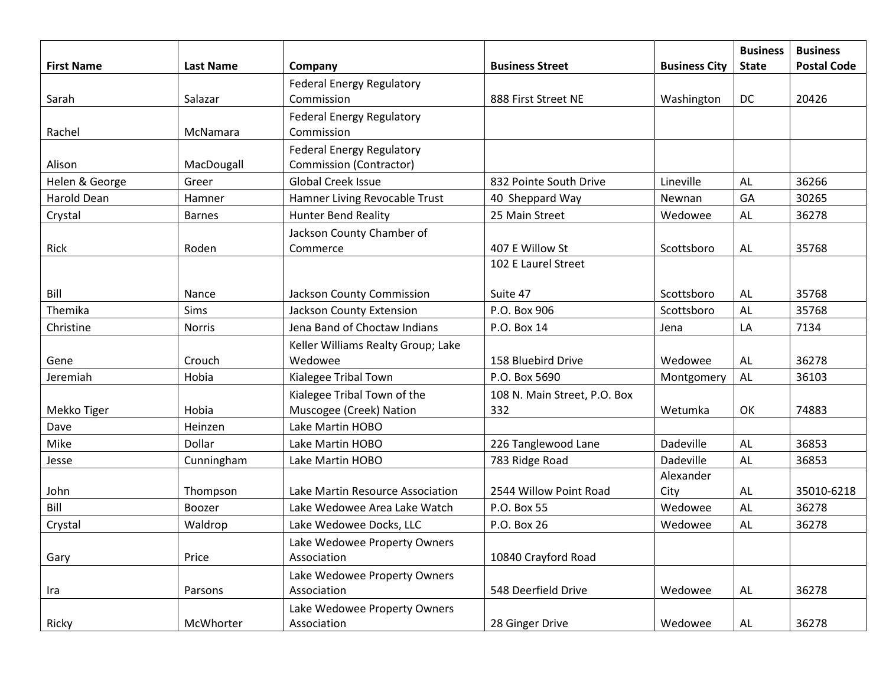| First Name | Last Name | Company | Business Street | Business City | Business State | Business Postal Code |
|---|---|---|---|---|---|---|
| Sarah | Salazar | Federal Energy Regulatory Commission | 888 First Street NE | Washington | DC | 20426 |
| Rachel | McNamara | Federal Energy Regulatory Commission | | | | |
| Alison | MacDougall | Federal Energy Regulatory Commission (Contractor) | | | | |
| Helen & George | Greer | Global Creek Issue | 832 Pointe South Drive | Lineville | AL | 36266 |
| Harold Dean | Hamner | Hamner Living Revocable Trust | 40 Sheppard Way | Newnan | GA | 30265 |
| Crystal | Barnes | Hunter Bend Reality | 25 Main Street | Wedowee | AL | 36278 |
| Rick | Roden | Jackson County Chamber of Commerce | 407 E Willow St | Scottsboro | AL | 35768 |
| Bill | Nance | Jackson County Commission | 102 E Laurel Street Suite 47 | Scottsboro | AL | 35768 |
| Themika | Sims | Jackson County Extension | P.O. Box 906 | Scottsboro | AL | 35768 |
| Christine | Norris | Jena Band of Choctaw Indians | P.O. Box 14 | Jena | LA | 7134 |
| Gene | Crouch | Keller Williams Realty Group; Lake Wedowee | 158 Bluebird Drive | Wedowee | AL | 36278 |
| Jeremiah | Hobia | Kialegee Tribal Town | P.O. Box 5690 | Montgomery | AL | 36103 |
| Mekko Tiger | Hobia | Kialegee Tribal Town of the Muscogee (Creek) Nation | 108 N. Main Street, P.O. Box 332 | Wetumka | OK | 74883 |
| Dave | Heinzen | Lake Martin HOBO | | | | |
| Mike | Dollar | Lake Martin HOBO | 226 Tanglewood Lane | Dadeville | AL | 36853 |
| Jesse | Cunningham | Lake Martin HOBO | 783 Ridge Road | Dadeville | AL | 36853 |
| John | Thompson | Lake Martin Resource Association | 2544 Willow Point Road | Alexander City | AL | 35010-6218 |
| Bill | Boozer | Lake Wedowee Area Lake Watch | P.O. Box 55 | Wedowee | AL | 36278 |
| Crystal | Waldrop | Lake Wedowee Docks, LLC | P.O. Box 26 | Wedowee | AL | 36278 |
| Gary | Price | Lake Wedowee Property Owners Association | 10840 Crayford Road | | | |
| Ira | Parsons | Lake Wedowee Property Owners Association | 548 Deerfield Drive | Wedowee | AL | 36278 |
| Ricky | McWhorter | Lake Wedowee Property Owners Association | 28 Ginger Drive | Wedowee | AL | 36278 |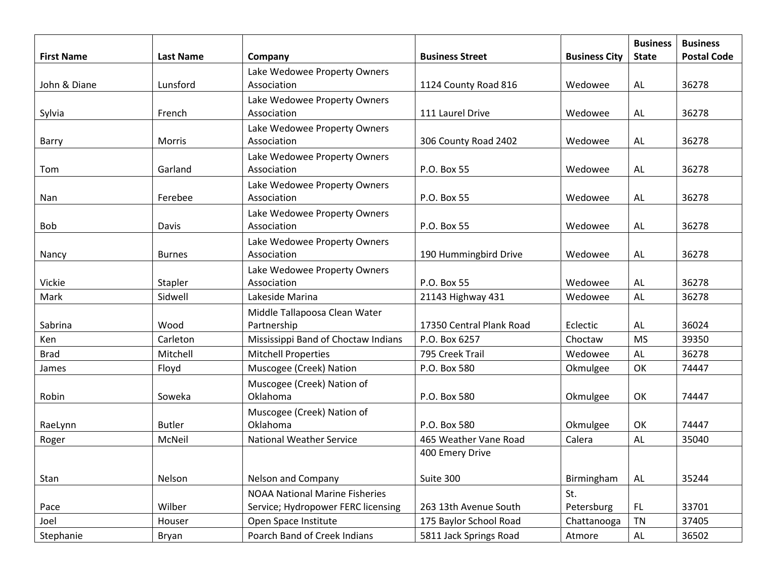| First Name | Last Name | Company | Business Street | Business City | Business State | Business Postal Code |
|---|---|---|---|---|---|---|
| John & Diane | Lunsford | Lake Wedowee Property Owners Association | 1124 County Road 816 | Wedowee | AL | 36278 |
| Sylvia | French | Lake Wedowee Property Owners Association | 111 Laurel Drive | Wedowee | AL | 36278 |
| Barry | Morris | Lake Wedowee Property Owners Association | 306 County Road 2402 | Wedowee | AL | 36278 |
| Tom | Garland | Lake Wedowee Property Owners Association | P.O. Box 55 | Wedowee | AL | 36278 |
| Nan | Ferebee | Lake Wedowee Property Owners Association | P.O. Box 55 | Wedowee | AL | 36278 |
| Bob | Davis | Lake Wedowee Property Owners Association | P.O. Box 55 | Wedowee | AL | 36278 |
| Nancy | Burnes | Lake Wedowee Property Owners Association | 190 Hummingbird Drive | Wedowee | AL | 36278 |
| Vickie | Stapler | Lake Wedowee Property Owners Association | P.O. Box 55 | Wedowee | AL | 36278 |
| Mark | Sidwell | Lakeside Marina | 21143 Highway 431 | Wedowee | AL | 36278 |
| Sabrina | Wood | Middle Tallapoosa Clean Water Partnership | 17350 Central Plank Road | Eclectic | AL | 36024 |
| Ken | Carleton | Mississippi Band of Choctaw Indians | P.O. Box 6257 | Choctaw | MS | 39350 |
| Brad | Mitchell | Mitchell Properties | 795 Creek Trail | Wedowee | AL | 36278 |
| James | Floyd | Muscogee (Creek) Nation | P.O. Box 580 | Okmulgee | OK | 74447 |
| Robin | Soweka | Muscogee (Creek) Nation of Oklahoma | P.O. Box 580 | Okmulgee | OK | 74447 |
| RaeLynn | Butler | Muscogee (Creek) Nation of Oklahoma | P.O. Box 580 | Okmulgee | OK | 74447 |
| Roger | McNeil | National Weather Service | 465 Weather Vane Road | Calera | AL | 35040 |
| Stan | Nelson | Nelson and Company | 400 Emery Drive Suite 300 | Birmingham | AL | 35244 |
| Pace | Wilber | NOAA National Marine Fisheries Service; Hydropower FERC licensing | 263 13th Avenue South | St. Petersburg | FL | 33701 |
| Joel | Houser | Open Space Institute | 175 Baylor School Road | Chattanooga | TN | 37405 |
| Stephanie | Bryan | Poarch Band of Creek Indians | 5811 Jack Springs Road | Atmore | AL | 36502 |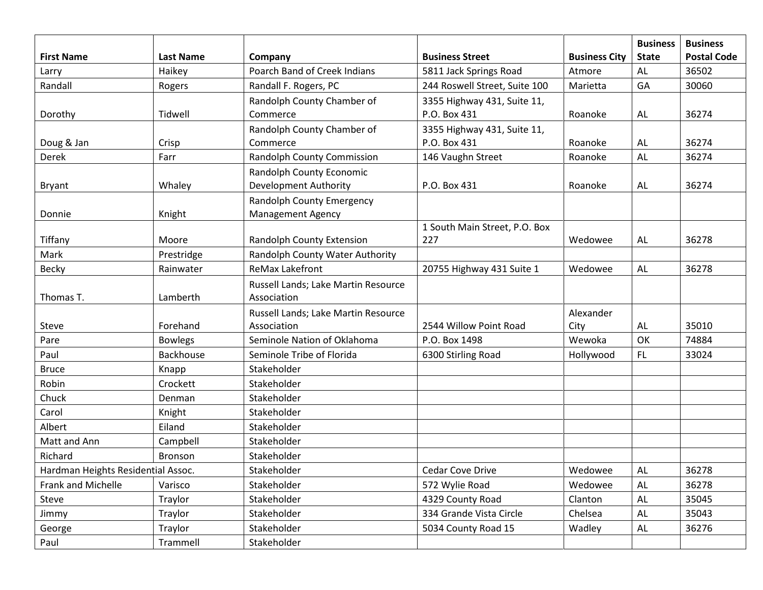| First Name | Last Name | Company | Business Street | Business City | Business State | Business Postal Code |
|---|---|---|---|---|---|---|
| Larry | Haikey | Poarch Band of Creek Indians | 5811 Jack Springs Road | Atmore | AL | 36502 |
| Randall | Rogers | Randall F. Rogers, PC | 244 Roswell Street, Suite 100 | Marietta | GA | 30060 |
| Dorothy | Tidwell | Randolph County Chamber of Commerce | 3355 Highway 431, Suite 11, P.O. Box 431 | Roanoke | AL | 36274 |
| Doug & Jan | Crisp | Randolph County Chamber of Commerce | 3355 Highway 431, Suite 11, P.O. Box 431 | Roanoke | AL | 36274 |
| Derek | Farr | Randolph County Commission | 146 Vaughn Street | Roanoke | AL | 36274 |
| Bryant | Whaley | Randolph County Economic Development Authority | P.O. Box 431 | Roanoke | AL | 36274 |
| Donnie | Knight | Randolph County Emergency Management Agency | | | | |
| Tiffany | Moore | Randolph County Extension | 1 South Main Street, P.O. Box 227 | Wedowee | AL | 36278 |
| Mark | Prestridge | Randolph County Water Authority | | | | |
| Becky | Rainwater | ReMax Lakefront | 20755 Highway 431 Suite 1 | Wedowee | AL | 36278 |
| Thomas T. | Lamberth | Russell Lands; Lake Martin Resource Association | | | | |
| Steve | Forehand | Russell Lands; Lake Martin Resource Association | 2544 Willow Point Road | Alexander City | AL | 35010 |
| Pare | Bowlegs | Seminole Nation of Oklahoma | P.O. Box 1498 | Wewoka | OK | 74884 |
| Paul | Backhouse | Seminole Tribe of Florida | 6300 Stirling Road | Hollywood | FL | 33024 |
| Bruce | Knapp | Stakeholder | | | | |
| Robin | Crockett | Stakeholder | | | | |
| Chuck | Denman | Stakeholder | | | | |
| Carol | Knight | Stakeholder | | | | |
| Albert | Eiland | Stakeholder | | | | |
| Matt and Ann | Campbell | Stakeholder | | | | |
| Richard | Bronson | Stakeholder | | | | |
| Hardman Heights Residential Assoc. | | Stakeholder | Cedar Cove Drive | Wedowee | AL | 36278 |
| Frank and Michelle | Varisco | Stakeholder | 572 Wylie Road | Wedowee | AL | 36278 |
| Steve | Traylor | Stakeholder | 4329 County Road | Clanton | AL | 35045 |
| Jimmy | Traylor | Stakeholder | 334 Grande Vista Circle | Chelsea | AL | 35043 |
| George | Traylor | Stakeholder | 5034 County Road 15 | Wadley | AL | 36276 |
| Paul | Trammell | Stakeholder | | | | |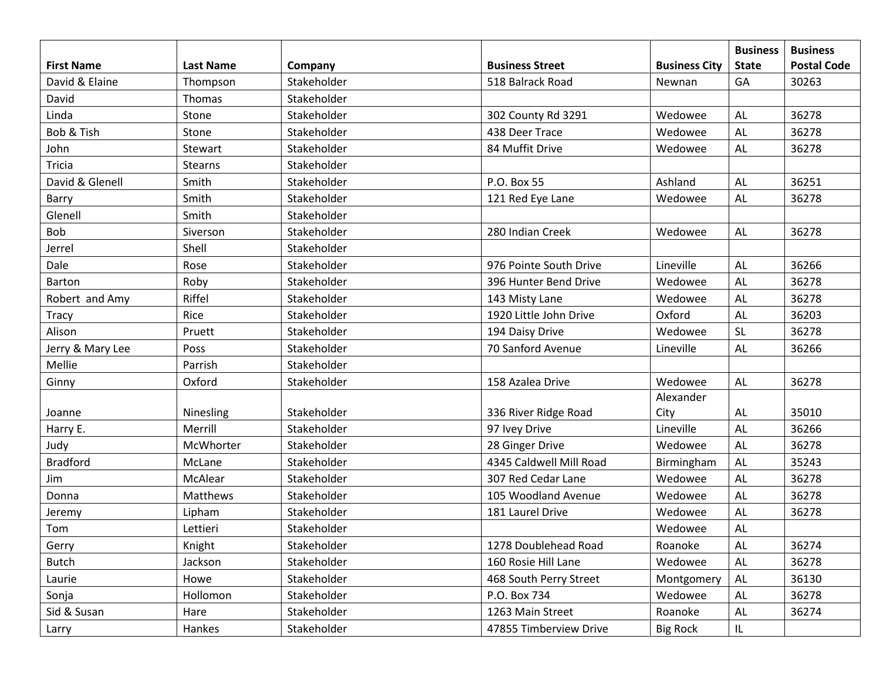| First Name | Last Name | Company | Business Street | Business City | Business State | Business Postal Code |
|---|---|---|---|---|---|---|
| David & Elaine | Thompson | Stakeholder | 518 Balrack Road | Newnan | GA | 30263 |
| David | Thomas | Stakeholder | | | | |
| Linda | Stone | Stakeholder | 302 County Rd 3291 | Wedowee | AL | 36278 |
| Bob & Tish | Stone | Stakeholder | 438 Deer Trace | Wedowee | AL | 36278 |
| John | Stewart | Stakeholder | 84 Muffit Drive | Wedowee | AL | 36278 |
| Tricia | Stearns | Stakeholder | | | | |
| David & Glenell | Smith | Stakeholder | P.O. Box 55 | Ashland | AL | 36251 |
| Barry | Smith | Stakeholder | 121 Red Eye Lane | Wedowee | AL | 36278 |
| Glenell | Smith | Stakeholder | | | | |
| Bob | Siverson | Stakeholder | 280 Indian Creek | Wedowee | AL | 36278 |
| Jerrel | Shell | Stakeholder | | | | |
| Dale | Rose | Stakeholder | 976 Pointe South Drive | Lineville | AL | 36266 |
| Barton | Roby | Stakeholder | 396 Hunter Bend Drive | Wedowee | AL | 36278 |
| Robert and Amy | Riffel | Stakeholder | 143 Misty Lane | Wedowee | AL | 36278 |
| Tracy | Rice | Stakeholder | 1920 Little John Drive | Oxford | AL | 36203 |
| Alison | Pruett | Stakeholder | 194 Daisy Drive | Wedowee | SL | 36278 |
| Jerry & Mary Lee | Poss | Stakeholder | 70 Sanford Avenue | Lineville | AL | 36266 |
| Mellie | Parrish | Stakeholder | | | | |
| Ginny | Oxford | Stakeholder | 158 Azalea Drive | Wedowee | AL | 36278 |
| Joanne | Ninesling | Stakeholder | 336 River Ridge Road | Alexander City | AL | 35010 |
| Harry E. | Merrill | Stakeholder | 97 Ivey Drive | Lineville | AL | 36266 |
| Judy | McWhorter | Stakeholder | 28 Ginger Drive | Wedowee | AL | 36278 |
| Bradford | McLane | Stakeholder | 4345 Caldwell Mill Road | Birmingham | AL | 35243 |
| Jim | McAlear | Stakeholder | 307 Red Cedar Lane | Wedowee | AL | 36278 |
| Donna | Matthews | Stakeholder | 105 Woodland Avenue | Wedowee | AL | 36278 |
| Jeremy | Lipham | Stakeholder | 181 Laurel Drive | Wedowee | AL | 36278 |
| Tom | Lettieri | Stakeholder | | Wedowee | AL | |
| Gerry | Knight | Stakeholder | 1278 Doublehead Road | Roanoke | AL | 36274 |
| Butch | Jackson | Stakeholder | 160 Rosie Hill Lane | Wedowee | AL | 36278 |
| Laurie | Howe | Stakeholder | 468 South Perry Street | Montgomery | AL | 36130 |
| Sonja | Hollomon | Stakeholder | P.O. Box 734 | Wedowee | AL | 36278 |
| Sid & Susan | Hare | Stakeholder | 1263 Main Street | Roanoke | AL | 36274 |
| Larry | Hankes | Stakeholder | 47855 Timberview Drive | Big Rock | IL | |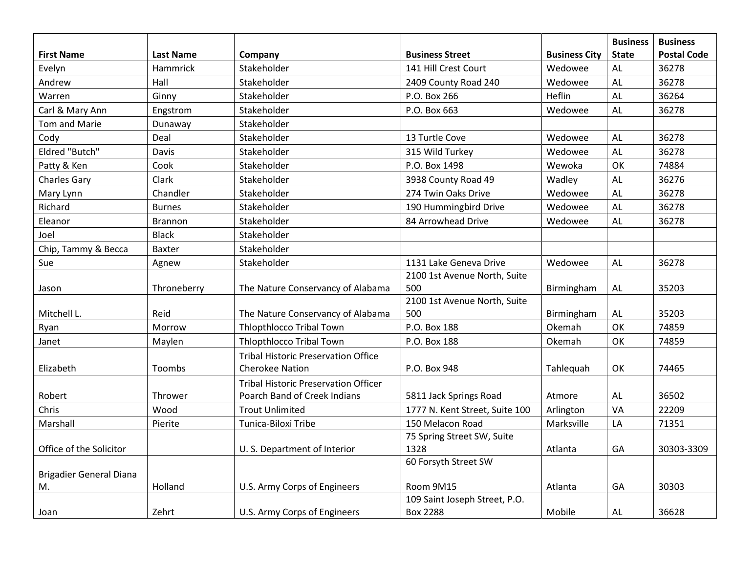| First Name | Last Name | Company | Business Street | Business City | Business State | Business Postal Code |
|---|---|---|---|---|---|---|
| Evelyn | Hammrick | Stakeholder | 141 Hill Crest Court | Wedowee | AL | 36278 |
| Andrew | Hall | Stakeholder | 2409 County Road 240 | Wedowee | AL | 36278 |
| Warren | Ginny | Stakeholder | P.O. Box 266 | Heflin | AL | 36264 |
| Carl & Mary Ann | Engstrom | Stakeholder | P.O. Box 663 | Wedowee | AL | 36278 |
| Tom and Marie | Dunaway | Stakeholder | | | | |
| Cody | Deal | Stakeholder | 13 Turtle Cove | Wedowee | AL | 36278 |
| Eldred "Butch" | Davis | Stakeholder | 315 Wild Turkey | Wedowee | AL | 36278 |
| Patty & Ken | Cook | Stakeholder | P.O. Box 1498 | Wewoka | OK | 74884 |
| Charles Gary | Clark | Stakeholder | 3938 County Road 49 | Wadley | AL | 36276 |
| Mary Lynn | Chandler | Stakeholder | 274 Twin Oaks Drive | Wedowee | AL | 36278 |
| Richard | Burnes | Stakeholder | 190 Hummingbird Drive | Wedowee | AL | 36278 |
| Eleanor | Brannon | Stakeholder | 84 Arrowhead Drive | Wedowee | AL | 36278 |
| Joel | Black | Stakeholder | | | | |
| Chip, Tammy & Becca | Baxter | Stakeholder | | | | |
| Sue | Agnew | Stakeholder | 1131 Lake Geneva Drive | Wedowee | AL | 36278 |
| Jason | Throneberry | The Nature Conservancy of Alabama | 2100 1st Avenue North, Suite 500 | Birmingham | AL | 35203 |
| Mitchell L. | Reid | The Nature Conservancy of Alabama | 2100 1st Avenue North, Suite 500 | Birmingham | AL | 35203 |
| Ryan | Morrow | Thlopthlocco Tribal Town | P.O. Box 188 | Okemah | OK | 74859 |
| Janet | Maylen | Thlopthlocco Tribal Town | P.O. Box 188 | Okemah | OK | 74859 |
| Elizabeth | Toombs | Tribal Historic Preservation Office Cherokee Nation | P.O. Box 948 | Tahlequah | OK | 74465 |
| Robert | Thrower | Tribal Historic Preservation Officer Poarch Band of Creek Indians | 5811 Jack Springs Road | Atmore | AL | 36502 |
| Chris | Wood | Trout Unlimited | 1777 N. Kent Street, Suite 100 | Arlington | VA | 22209 |
| Marshall | Pierite | Tunica-Biloxi Tribe | 150 Melacon Road | Marksville | LA | 71351 |
| Office of the Solicitor | | U. S. Department of Interior | 75 Spring Street SW, Suite 1328 | Atlanta | GA | 30303-3309 |
| Brigadier General Diana M. | Holland | U.S. Army Corps of Engineers | 60 Forsyth Street SW Room 9M15 | Atlanta | GA | 30303 |
| Joan | Zehrt | U.S. Army Corps of Engineers | 109 Saint Joseph Street, P.O. Box 2288 | Mobile | AL | 36628 |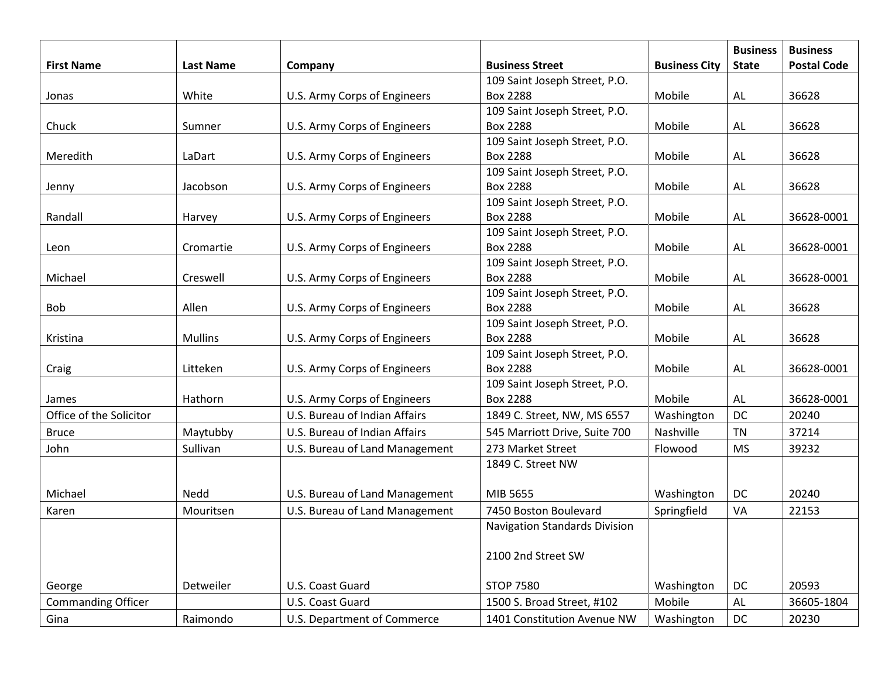| First Name | Last Name | Company | Business Street | Business City | Business State | Business Postal Code |
|---|---|---|---|---|---|---|
| Jonas | White | U.S. Army Corps of Engineers | 109 Saint Joseph Street, P.O. Box 2288 | Mobile | AL | 36628 |
| Chuck | Sumner | U.S. Army Corps of Engineers | 109 Saint Joseph Street, P.O. Box 2288 | Mobile | AL | 36628 |
| Meredith | LaDart | U.S. Army Corps of Engineers | 109 Saint Joseph Street, P.O. Box 2288 | Mobile | AL | 36628 |
| Jenny | Jacobson | U.S. Army Corps of Engineers | 109 Saint Joseph Street, P.O. Box 2288 | Mobile | AL | 36628 |
| Randall | Harvey | U.S. Army Corps of Engineers | 109 Saint Joseph Street, P.O. Box 2288 | Mobile | AL | 36628-0001 |
| Leon | Cromartie | U.S. Army Corps of Engineers | 109 Saint Joseph Street, P.O. Box 2288 | Mobile | AL | 36628-0001 |
| Michael | Creswell | U.S. Army Corps of Engineers | 109 Saint Joseph Street, P.O. Box 2288 | Mobile | AL | 36628-0001 |
| Bob | Allen | U.S. Army Corps of Engineers | 109 Saint Joseph Street, P.O. Box 2288 | Mobile | AL | 36628 |
| Kristina | Mullins | U.S. Army Corps of Engineers | 109 Saint Joseph Street, P.O. Box 2288 | Mobile | AL | 36628 |
| Craig | Litteken | U.S. Army Corps of Engineers | 109 Saint Joseph Street, P.O. Box 2288 | Mobile | AL | 36628-0001 |
| James | Hathorn | U.S. Army Corps of Engineers | 109 Saint Joseph Street, P.O. Box 2288 | Mobile | AL | 36628-0001 |
| Office of the Solicitor | | U.S. Bureau of Indian Affairs | 1849 C. Street, NW, MS 6557 | Washington | DC | 20240 |
| Bruce | Maytubby | U.S. Bureau of Indian Affairs | 545 Marriott Drive, Suite 700 | Nashville | TN | 37214 |
| John | Sullivan | U.S. Bureau of Land Management | 273 Market Street | Flowood | MS | 39232 |
| Michael | Nedd | U.S. Bureau of Land Management | 1849 C. Street NW<br><br>MIB 5655 | Washington | DC | 20240 |
| Karen | Mouritsen | U.S. Bureau of Land Management | 7450 Boston Boulevard | Springfield | VA | 22153 |
| George | Detweiler | U.S. Coast Guard | Navigation Standards Division<br><br>2100 2nd Street SW<br><br>STOP 7580 | Washington | DC | 20593 |
| Commanding Officer | | U.S. Coast Guard | 1500 S. Broad Street, #102 | Mobile | AL | 36605-1804 |
| Gina | Raimondo | U.S. Department of Commerce | 1401 Constitution Avenue NW | Washington | DC | 20230 |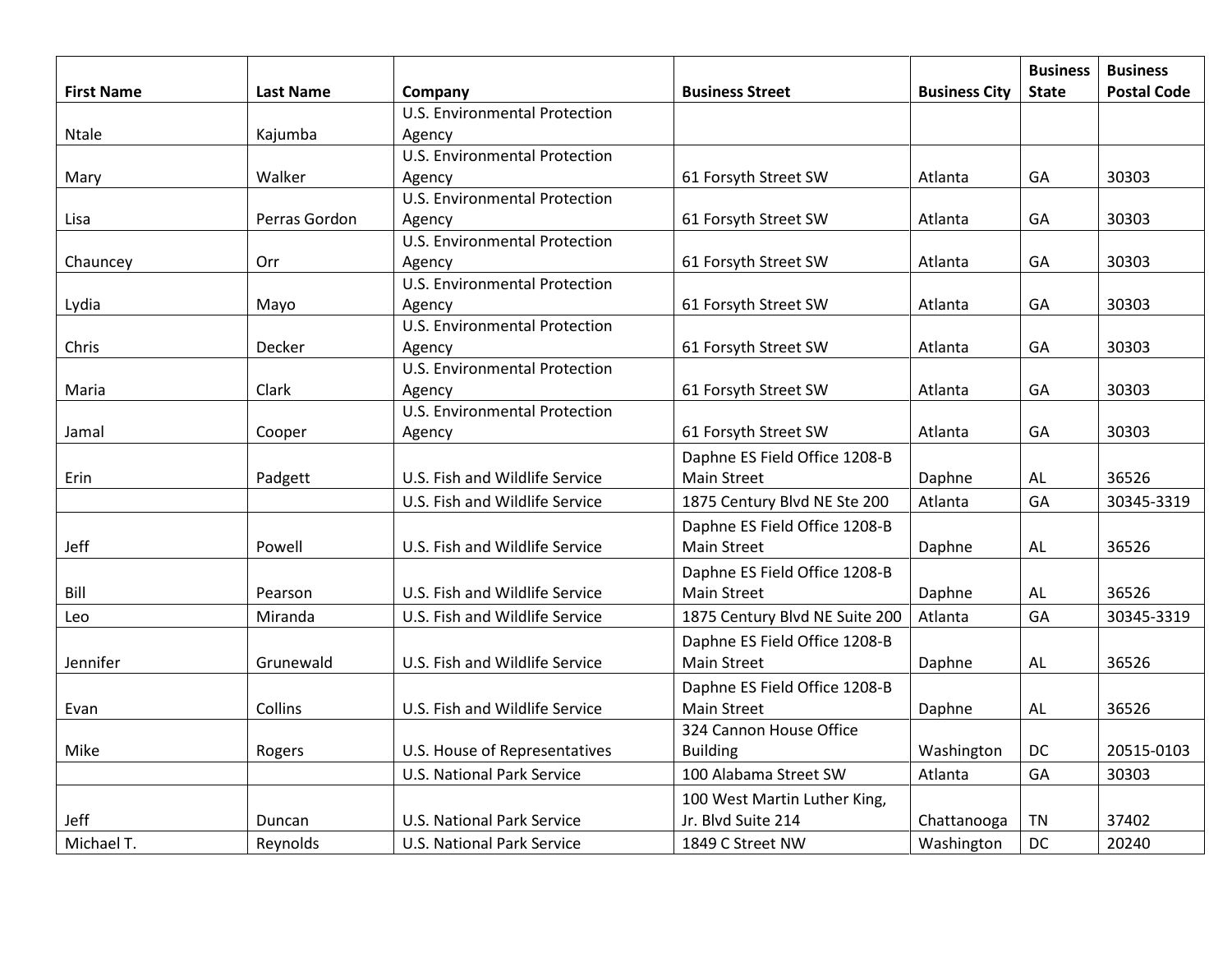| First Name | Last Name | Company | Business Street | Business City | Business State | Business Postal Code |
|---|---|---|---|---|---|---|
| Ntale | Kajumba | U.S. Environmental Protection Agency | | | | |
| Mary | Walker | U.S. Environmental Protection Agency | 61 Forsyth Street SW | Atlanta | GA | 30303 |
| Lisa | Perras Gordon | U.S. Environmental Protection Agency | 61 Forsyth Street SW | Atlanta | GA | 30303 |
| Chauncey | Orr | U.S. Environmental Protection Agency | 61 Forsyth Street SW | Atlanta | GA | 30303 |
| Lydia | Mayo | U.S. Environmental Protection Agency | 61 Forsyth Street SW | Atlanta | GA | 30303 |
| Chris | Decker | U.S. Environmental Protection Agency | 61 Forsyth Street SW | Atlanta | GA | 30303 |
| Maria | Clark | U.S. Environmental Protection Agency | 61 Forsyth Street SW | Atlanta | GA | 30303 |
| Jamal | Cooper | U.S. Environmental Protection Agency | 61 Forsyth Street SW | Atlanta | GA | 30303 |
| Erin | Padgett | U.S. Fish and Wildlife Service | Daphne ES Field Office 1208-B Main Street | Daphne | AL | 36526 |
| | | U.S. Fish and Wildlife Service | 1875 Century Blvd NE Ste 200 | Atlanta | GA | 30345-3319 |
| Jeff | Powell | U.S. Fish and Wildlife Service | Daphne ES Field Office 1208-B Main Street | Daphne | AL | 36526 |
| Bill | Pearson | U.S. Fish and Wildlife Service | Daphne ES Field Office 1208-B Main Street | Daphne | AL | 36526 |
| Leo | Miranda | U.S. Fish and Wildlife Service | 1875 Century Blvd NE Suite 200 | Atlanta | GA | 30345-3319 |
| Jennifer | Grunewald | U.S. Fish and Wildlife Service | Daphne ES Field Office 1208-B Main Street | Daphne | AL | 36526 |
| Evan | Collins | U.S. Fish and Wildlife Service | Daphne ES Field Office 1208-B Main Street | Daphne | AL | 36526 |
| Mike | Rogers | U.S. House of Representatives | 324 Cannon House Office Building | Washington | DC | 20515-0103 |
| | | U.S. National Park Service | 100 Alabama Street SW | Atlanta | GA | 30303 |
| Jeff | Duncan | U.S. National Park Service | 100 West Martin Luther King, Jr. Blvd Suite 214 | Chattanooga | TN | 37402 |
| Michael T. | Reynolds | U.S. National Park Service | 1849 C Street NW | Washington | DC | 20240 |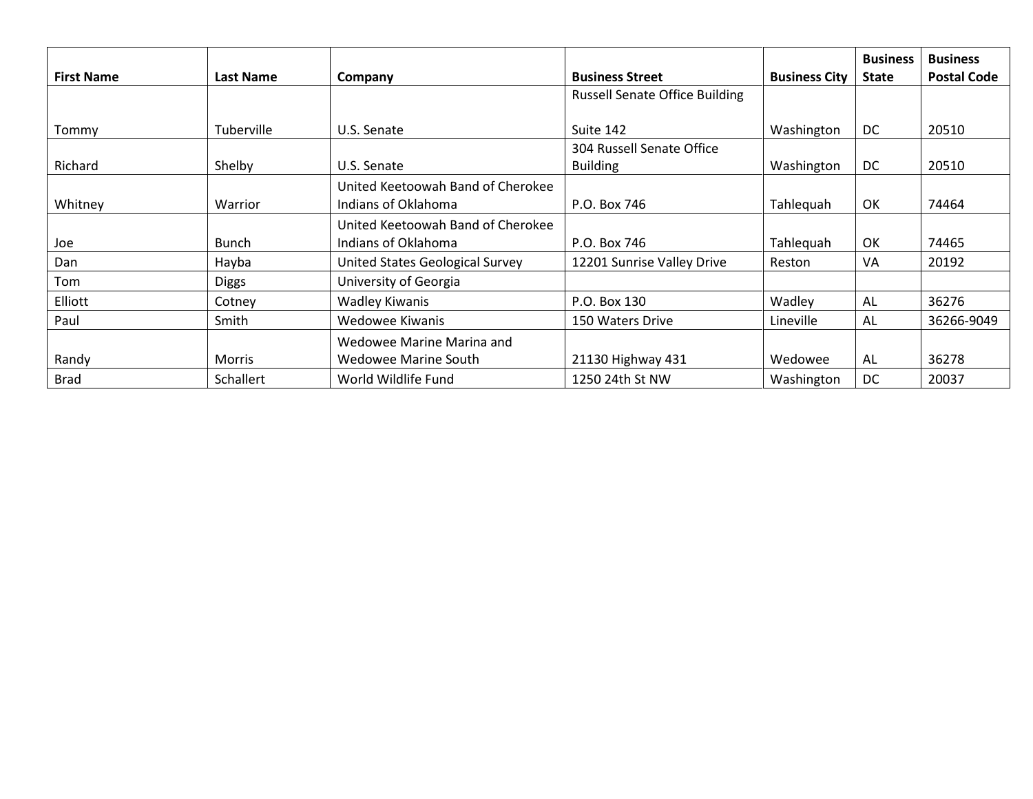| First Name | Last Name | Company | Business Street | Business City | Business State | Business Postal Code |
|---|---|---|---|---|---|---|
| Tommy | Tuberville | U.S. Senate | Russell Senate Office Building Suite 142 | Washington | DC | 20510 |
| Richard | Shelby | U.S. Senate | 304 Russell Senate Office Building | Washington | DC | 20510 |
| Whitney | Warrior | United Keetoowah Band of Cherokee Indians of Oklahoma | P.O. Box 746 | Tahlequah | OK | 74464 |
| Joe | Bunch | United Keetoowah Band of Cherokee Indians of Oklahoma | P.O. Box 746 | Tahlequah | OK | 74465 |
| Dan | Hayba | United States Geological Survey | 12201 Sunrise Valley Drive | Reston | VA | 20192 |
| Tom | Diggs | University of Georgia | | | | |
| Elliott | Cotney | Wadley Kiwanis | P.O. Box 130 | Wadley | AL | 36276 |
| Paul | Smith | Wedowee Kiwanis | 150 Waters Drive | Lineville | AL | 36266-9049 |
| Randy | Morris | Wedowee Marine Marina and Wedowee Marine South | 21130 Highway 431 | Wedowee | AL | 36278 |
| Brad | Schallert | World Wildlife Fund | 1250 24th St NW | Washington | DC | 20037 |